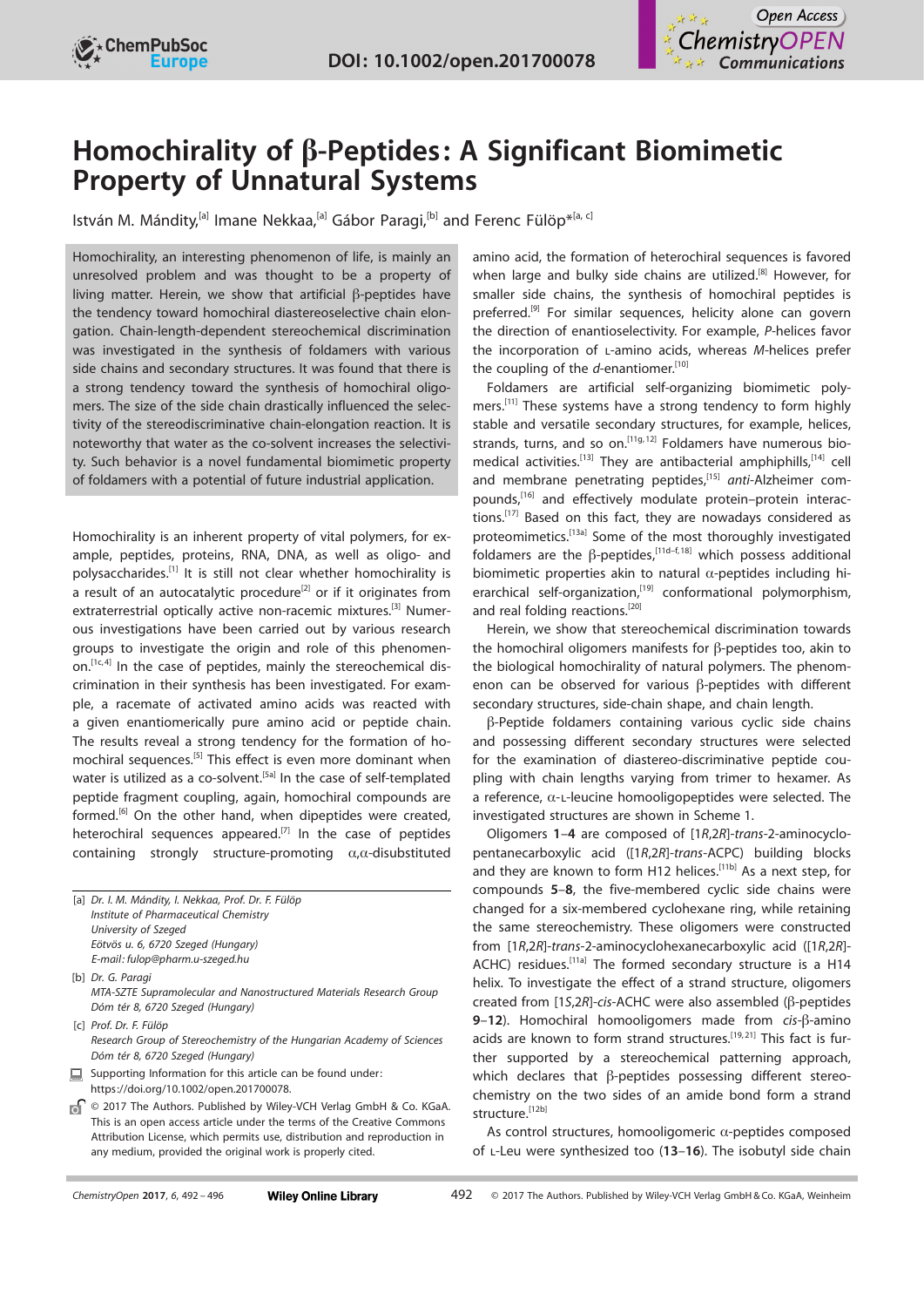# Homochirality of β-Peptides: A Significant Biomimetic Property of Unnatural Systems

István M. Mándity,[a] Imane Nekkaa,[a] Gábor Paragi,[b] and Ferenc Fülöp*[a, c]

Homochirality, an interesting phenomenon of life, is mainly an unresolved problem and was thought to be a property of living matter. Herein, we show that artificial β-peptides have the tendency toward homochiral diastereoselective chain elongation. Chain-length-dependent stereochemical discrimination was investigated in the synthesis of foldamers with various side chains and secondary structures. It was found that there is a strong tendency toward the synthesis of homochiral oligomers. The size of the side chain drastically influenced the selectivity of the stereodiscriminative chain-elongation reaction. It is noteworthy that water as the co-solvent increases the selectivity. Such behavior is a novel fundamental biomimetic property of foldamers with a potential of future industrial application.

Homochirality is an inherent property of vital polymers, for example, peptides, proteins, RNA, DNA, as well as oligo- and polysaccharides.[1] It is still not clear whether homochirality is a result of an autocatalytic procedure[2] or if it originates from extraterrestrial optically active non-racemic mixtures.[3] Numerous investigations have been carried out by various research groups to investigate the origin and role of this phenomenon.[1c,4] In the case of peptides, mainly the stereochemical discrimination in their synthesis has been investigated. For example, a racemate of activated amino acids was reacted with a given enantiomerically pure amino acid or peptide chain. The results reveal a strong tendency for the formation of homochiral sequences.[5] This effect is even more dominant when water is utilized as a co-solvent.[5a] In the case of self-templated peptide fragment coupling, again, homochiral compounds are formed.[6] On the other hand, when dipeptides were created, heterochiral sequences appeared.[7] In the case of peptides containing strongly structure-promoting α,α-disubstituted amino acid, the formation of heterochiral sequences is favored when large and bulky side chains are utilized.[8] However, for smaller side chains, the synthesis of homochiral peptides is preferred.[9] For similar sequences, helicity alone can govern the direction of enantioselectivity. For example, *P*-helices favor the incorporation of L-amino acids, whereas *M*-helices prefer the coupling of the *d*-enantiomer.[10]

Foldamers are artificial self-organizing biomimetic polymers.[11] These systems have a strong tendency to form highly stable and versatile secondary structures, for example, helices, strands, turns, and so on.[11g,12] Foldamers have numerous biomedical activities.[13] They are antibacterial amphiphills,[14] cell and membrane penetrating peptides,[15] *anti*-Alzheimer compounds,[16] and effectively modulate protein–protein interactions.[17] Based on this fact, they are nowadays considered as proteomimetics.[13a] Some of the most thoroughly investigated foldamers are the β-peptides,[11d–f,18] which possess additional biomimetic properties akin to natural α-peptides including hierarchical self-organization,[19] conformational polymorphism, and real folding reactions.[20]

Herein, we show that stereochemical discrimination towards the homochiral oligomers manifests for β-peptides too, akin to the biological homochirality of natural polymers. The phenomenon can be observed for various β-peptides with different secondary structures, side-chain shape, and chain length.

β-Peptide foldamers containing various cyclic side chains and possessing different secondary structures were selected for the examination of diastereo-discriminative peptide coupling with chain lengths varying from trimer to hexamer. As a reference, α-L-leucine homooligopeptides were selected. The investigated structures are shown in Scheme 1.

Oligomers **1**–**4** are composed of [1*R*,2*R*]-*trans*-2-aminocyclopentanecarboxylic acid ([1*R*,2*R*]-*trans*-ACPC) building blocks and they are known to form H12 helices.[11b] As a next step, for compounds **5**–**8**, the five-membered cyclic side chains were changed for a six-membered cyclohexane ring, while retaining the same stereochemistry. These oligomers were constructed from [1*R*,2*R*]-*trans*-2-aminocyclohexanecarboxylic acid ([1*R*,2*R*]-ACHC) residues.[11a] The formed secondary structure is a H14 helix. To investigate the effect of a strand structure, oligomers created from [1*S*,2*R*]-*cis*-ACHC were also assembled (β-peptides **9**–**12**). Homochiral homooligomers made from *cis*-β-amino acids are known to form strand structures.[19,21] This fact is further supported by a stereochemical patterning approach, which declares that β-peptides possessing different stereochemistry on the two sides of an amide bond form a strand structure.[12b]

As control structures, homooligomeric α-peptides composed of L-Leu were synthesized too (**13**–**16**). The isobutyl side chain

---

[a] Dr. I. M. Mándity, I. Nekkaa, Prof. Dr. F. Fülöp
Institute of Pharmaceutical Chemistry
University of Szeged
Eötvös u. 6, 6720 Szeged (Hungary)
E-mail: fulop@pharm.u-szeged.hu

[b] Dr. G. Paragi
MTA-SZTE Supramolecular and Nanostructured Materials Research Group
Dóm tér 8, 6720 Szeged (Hungary)

[c] Prof. Dr. F. Fülöp
Research Group of Stereochemistry of the Hungarian Academy of Sciences
Dóm tér 8, 6720 Szeged (Hungary)

Supporting Information for this article can be found under: https://doi.org/10.1002/open.201700078.

© 2017 The Authors. Published by Wiley-VCH Verlag GmbH & Co. KGaA. This is an open access article under the terms of the Creative Commons Attribution License, which permits use, distribution and reproduction in any medium, provided the original work is properly cited.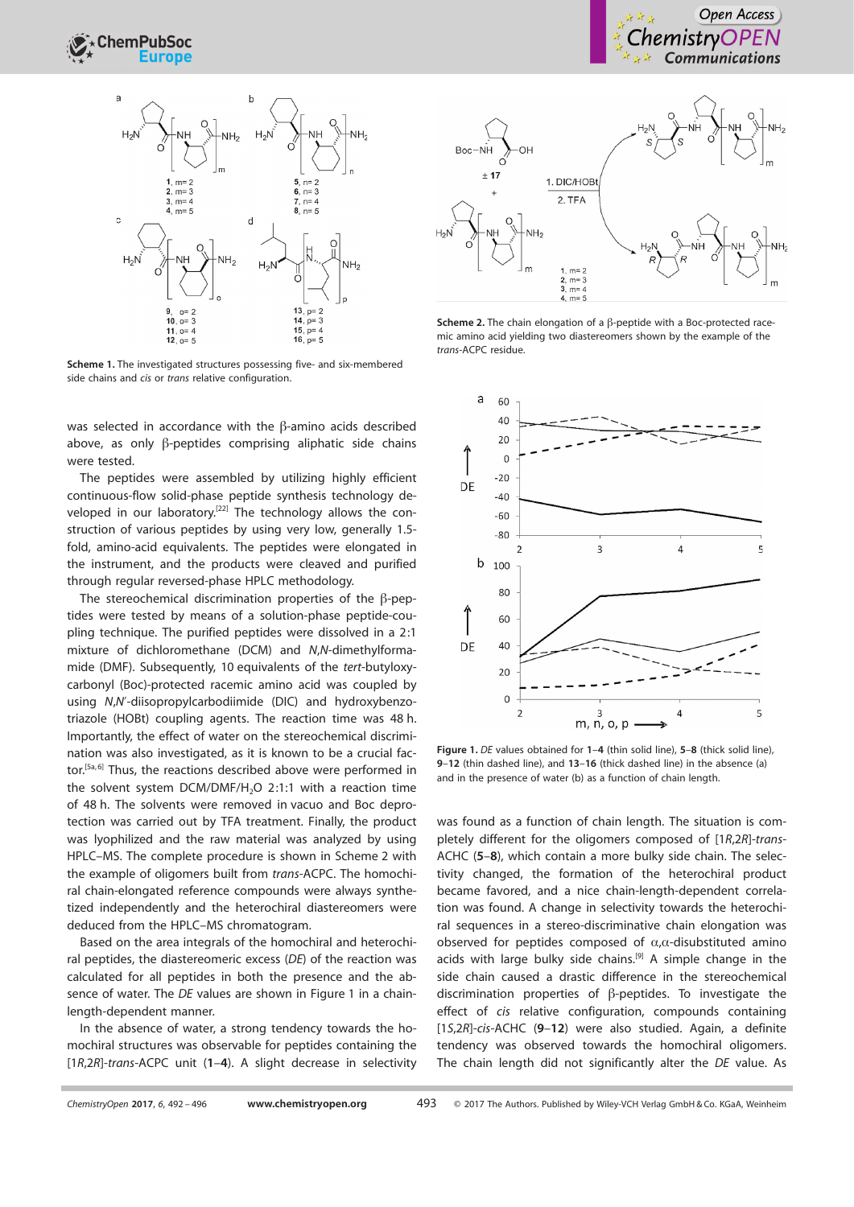**Scheme 1.** The investigated structures possessing five- and six-membered side chains and *cis* or *trans* relative configuration.

**Scheme 2.** The chain elongation of a β-peptide with a Boc-protected racemic amino acid yielding two diastereomers shown by the example of the *trans*-ACPC residue.

**Figure 1.** *DE* values obtained for **1**–**4** (thin solid line), **5**–**8** (thick solid line), **9**–**12** (thin dashed line), and **13**–**16** (thick dashed line) in the absence (a) and in the presence of water (b) as a function of chain length.

was selected in accordance with the β-amino acids described above, as only β-peptides comprising aliphatic side chains were tested.

The peptides were assembled by utilizing highly efficient continuous-flow solid-phase peptide synthesis technology developed in our laboratory.[22] The technology allows the construction of various peptides by using very low, generally 1.5-fold, amino-acid equivalents. The peptides were elongated in the instrument, and the products were cleaved and purified through regular reversed-phase HPLC methodology.

The stereochemical discrimination properties of the β-peptides were tested by means of a solution-phase peptide-coupling technique. The purified peptides were dissolved in a 2:1 mixture of dichloromethane (DCM) and *N*,*N*-dimethylformamide (DMF). Subsequently, 10 equivalents of the *tert*-butyloxycarbonyl (Boc)-protected racemic amino acid was coupled by using *N*,*N*′-diisopropylcarbodiimide (DIC) and hydroxybenzotriazole (HOBt) coupling agents. The reaction time was 48 h. Importantly, the effect of water on the stereochemical discrimination was also investigated, as it is known to be a crucial factor.[5a,6] Thus, the reactions described above were performed in the solvent system DCM/DMF/$H_2O$ 2:1:1 with a reaction time of 48 h. The solvents were removed in vacuo and Boc deprotection was carried out by TFA treatment. Finally, the product was lyophilized and the raw material was analyzed by using HPLC–MS. The complete procedure is shown in Scheme 2 with the example of oligomers built from *trans*-ACPC. The homochiral chain-elongated reference compounds were always synthetized independently and the heterochiral diastereomers were deduced from the HPLC–MS chromatogram.

Based on the area integrals of the homochiral and heterochiral peptides, the diastereomeric excess (*DE*) of the reaction was calculated for all peptides in both the presence and the absence of water. The *DE* values are shown in Figure 1 in a chain-length-dependent manner.

In the absence of water, a strong tendency towards the homochiral structures was observable for peptides containing the [1*R*,2*R*]-*trans*-ACPC unit (**1**–**4**). A slight decrease in selectivity was found as a function of chain length. The situation is completely different for the oligomers composed of [1*R*,2*R*]-*trans*-ACHC (**5**–**8**), which contain a more bulky side chain. The selectivity changed, the formation of the heterochiral product became favored, and a nice chain-length-dependent correlation was found. A change in selectivity towards the heterochiral sequences in a stereo-discriminative chain elongation was observed for peptides composed of α,α-disubstituted amino acids with large bulky side chains.[9] A simple change in the side chain caused a drastic difference in the stereochemical discrimination properties of β-peptides. To investigate the effect of *cis* relative configuration, compounds containing [1*S*,2*R*]-*cis*-ACHC (**9**–**12**) were also studied. Again, a definite tendency was observed towards the homochiral oligomers. The chain length did not significantly alter the *DE* value. As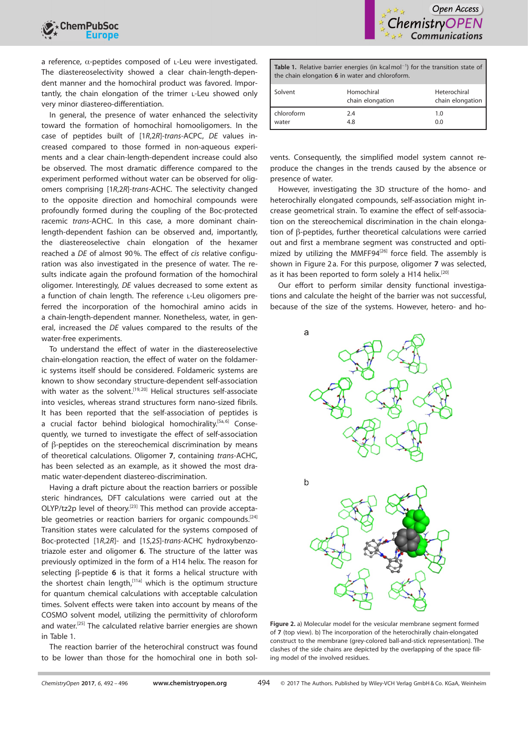a reference, α-peptides composed of L-Leu were investigated. The diastereoselectivity showed a clear chain-length-dependent manner and the homochiral product was favored. Importantly, the chain elongation of the trimer L-Leu showed only very minor diastereo-differentiation.

In general, the presence of water enhanced the selectivity toward the formation of homochiral homooligomers. In the case of peptides built of [1*R*,2*R*]-*trans*-ACPC, *DE* values increased compared to those formed in non-aqueous experiments and a clear chain-length-dependent increase could also be observed. The most dramatic difference compared to the experiment performed without water can be observed for oligomers comprising [1*R*,2*R*]-*trans*-ACHC. The selectivity changed to the opposite direction and homochiral compounds were profoundly formed during the coupling of the Boc-protected racemic *trans*-ACHC. In this case, a more dominant chain-length-dependent fashion can be observed and, importantly, the diastereoselective chain elongation of the hexamer reached a *DE* of almost 90 %. The effect of *cis* relative configuration was also investigated in the presence of water. The results indicate again the profound formation of the homochiral oligomer. Interestingly, *DE* values decreased to some extent as a function of chain length. The reference L-Leu oligomers preferred the incorporation of the homochiral amino acids in a chain-length-dependent manner. Nonetheless, water, in general, increased the *DE* values compared to the results of the water-free experiments.

To understand the effect of water in the diastereoselective chain-elongation reaction, the effect of water on the foldameric systems itself should be considered. Foldameric systems are known to show secondary structure-dependent self-association with water as the solvent.[19,20] Helical structures self-associate into vesicles, whereas strand structures form nano-sized fibrils. It has been reported that the self-association of peptides is a crucial factor behind biological homochirality.[5a,6] Consequently, we turned to investigate the effect of self-association of β-peptides on the stereochemical discrimination by means of theoretical calculations. Oligomer **7**, containing *trans*-ACHC, has been selected as an example, as it showed the most dramatic water-dependent diastereo-discrimination.

Having a draft picture about the reaction barriers or possible steric hindrances, DFT calculations were carried out at the OLYP/tz2p level of theory.[23] This method can provide acceptable geometries or reaction barriers for organic compounds.[24] Transition states were calculated for the systems composed of Boc-protected [1*R*,2*R*]- and [1*S*,2*S*]-*trans*-ACHC hydroxybenzotriazole ester and oligomer **6**. The structure of the latter was previously optimized in the form of a H14 helix. The reason for selecting β-peptide **6** is that it forms a helical structure with the shortest chain length,[11a] which is the optimum structure for quantum chemical calculations with acceptable calculation times. Solvent effects were taken into account by means of the COSMO solvent model, utilizing the permittivity of chloroform and water.[25] The calculated relative barrier energies are shown in Table 1.

The reaction barrier of the heterochiral construct was found to be lower than those for the homochiral one in both solvents. Consequently, the simplified model system cannot reproduce the changes in the trends caused by the absence or presence of water.

**Table 1.** Relative barrier energies (in kcal mol$^{-1}$) for the transition state of the chain elongation **6** in water and chloroform.

| Solvent | Homochiral chain elongation | Heterochiral chain elongation |
|---|---|---|
| chloroform | 2.4 | 1.0 |
| water | 4.8 | 0.0 |

However, investigating the 3D structure of the homo- and heterochirally elongated compounds, self-association might increase geometrical strain. To examine the effect of self-association on the stereochemical discrimination in the chain elongation of β-peptides, further theoretical calculations were carried out and first a membrane segment was constructed and optimized by utilizing the MMFF94[26] force field. The assembly is shown in Figure 2a. For this purpose, oligomer **7** was selected, as it has been reported to form solely a H14 helix.[20]

Our effort to perform similar density functional investigations and calculate the height of the barrier was not successful, because of the size of the systems. However, hetero- and ho-

**Figure 2.** a) Molecular model for the vesicular membrane segment formed of **7** (top view). b) The incorporation of the heterochirally chain-elongated construct to the membrane (grey-colored ball-and-stick representation). The clashes of the side chains are depicted by the overlapping of the space filling model of the involved residues.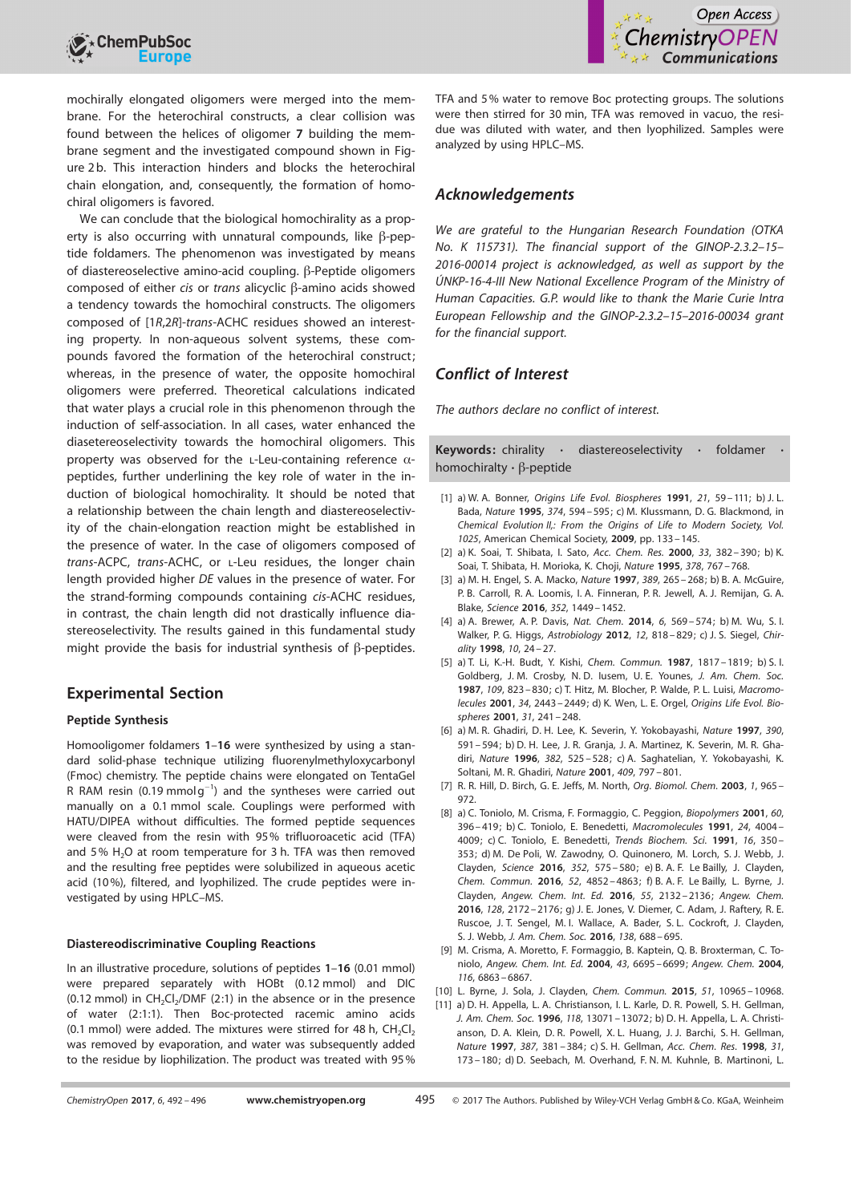mochirally elongated oligomers were merged into the membrane. For the heterochiral constructs, a clear collision was found between the helices of oligomer **7** building the membrane segment and the investigated compound shown in Figure 2b. This interaction hinders and blocks the heterochiral chain elongation, and, consequently, the formation of homochiral oligomers is favored.

We can conclude that the biological homochirality as a property is also occurring with unnatural compounds, like β-peptide foldamers. The phenomenon was investigated by means of diastereoselective amino-acid coupling. β-Peptide oligomers composed of either *cis* or *trans* alicyclic β-amino acids showed a tendency towards the homochiral constructs. The oligomers composed of [1*R*,2*R*]-*trans*-ACHC residues showed an interesting property. In non-aqueous solvent systems, these compounds favored the formation of the heterochiral construct; whereas, in the presence of water, the opposite homochiral oligomers were preferred. Theoretical calculations indicated that water plays a crucial role in this phenomenon through the induction of self-association. In all cases, water enhanced the diastereoselectivity towards the homochiral oligomers. This property was observed for the L-Leu-containing reference α-peptides, further underlining the key role of water in the induction of biological homochirality. It should be noted that a relationship between the chain length and diastereoselectivity of the chain-elongation reaction might be established in the presence of water. In the case of oligomers composed of *trans*-ACPC, *trans*-ACHC, or L-Leu residues, the longer chain length provided higher *DE* values in the presence of water. For the strand-forming compounds containing *cis*-ACHC residues, in contrast, the chain length did not drastically influence diastereoselectivity. The results gained in this fundamental study might provide the basis for industrial synthesis of β-peptides.

## Experimental Section

### Peptide Synthesis

Homooligomer foldamers **1**–**16** were synthesized by using a standard solid-phase technique utilizing fluorenylmethyloxycarbonyl (Fmoc) chemistry. The peptide chains were elongated on TentaGel R RAM resin (0.19 $mmol\,g^{-1}$) and the syntheses were carried out manually on a 0.1 mmol scale. Couplings were performed with HATU/DIPEA without difficulties. The formed peptide sequences were cleaved from the resin with 95% trifluoroacetic acid (TFA) and 5% $H_2O$ at room temperature for 3 h. TFA was then removed and the resulting free peptides were solubilized in aqueous acetic acid (10%), filtered, and lyophilized. The crude peptides were investigated by using HPLC–MS.

### Diastereodiscriminative Coupling Reactions

In an illustrative procedure, solutions of peptides **1**–**16** (0.01 mmol) were prepared separately with HOBt (0.12 mmol) and DIC (0.12 mmol) in $CH_2Cl_2$/DMF (2:1) in the absence or in the presence of water (2:1:1). Then Boc-protected racemic amino acids (0.1 mmol) were added. The mixtures were stirred for 48 h, $CH_2Cl_2$ was removed by evaporation, and water was subsequently added to the residue by liophilization. The product was treated with 95% TFA and 5% water to remove Boc protecting groups. The solutions were then stirred for 30 min, TFA was removed in vacuo, the residue was diluted with water, and then lyophilized. Samples were analyzed by using HPLC–MS.

## Acknowledgements

*We are grateful to the Hungarian Research Foundation (OTKA No. K 115731). The financial support of the GINOP-2.3.2–15–2016-00014 project is acknowledged, as well as support by the ÚNKP-16-4-III New National Excellence Program of the Ministry of Human Capacities. G.P. would like to thank the Marie Curie Intra European Fellowship and the GINOP-2.3.2–15–2016-00034 grant for the financial support.*

## Conflict of Interest

*The authors declare no conflict of interest.*

**Keywords:** chirality · diastereoselectivity · foldamer · homochiralty · β-peptide

[1] a) W. A. Bonner, *Origins Life Evol. Biospheres* **1991**, *21*, 59–111; b) J. L. Bada, *Nature* **1995**, *374*, 594–595; c) M. Klussmann, D. G. Blackmond, in *Chemical Evolution II,: From the Origins of Life to Modern Society, Vol. 1025*, American Chemical Society, **2009**, pp. 133–145.

[2] a) K. Soai, T. Shibata, I. Sato, *Acc. Chem. Res.* **2000**, *33*, 382–390; b) K. Soai, T. Shibata, H. Morioka, K. Choji, *Nature* **1995**, *378*, 767–768.

[3] a) M. H. Engel, S. A. Macko, *Nature* **1997**, *389*, 265–268; b) B. A. McGuire, P. B. Carroll, R. A. Loomis, I. A. Finneran, P. R. Jewell, A. J. Remijan, G. A. Blake, *Science* **2016**, *352*, 1449–1452.

[4] a) A. Brewer, A. P. Davis, *Nat. Chem.* **2014**, *6*, 569–574; b) M. Wu, S. I. Walker, P. G. Higgs, *Astrobiology* **2012**, *12*, 818–829; c) J. S. Siegel, *Chirality* **1998**, *10*, 24–27.

[5] a) T. Li, K.-H. Budt, Y. Kishi, *Chem. Commun.* **1987**, 1817–1819; b) S. I. Goldberg, J. M. Crosby, N. D. Iusem, U. E. Younes, *J. Am. Chem. Soc.* **1987**, *109*, 823–830; c) T. Hitz, M. Blocher, P. Walde, P. L. Luisi, *Macromolecules* **2001**, *34*, 2443–2449; d) K. Wen, L. E. Orgel, *Origins Life Evol. Biospheres* **2001**, *31*, 241–248.

[6] a) M. R. Ghadiri, D. H. Lee, K. Severin, Y. Yokobayashi, *Nature* **1997**, *390*, 591–594; b) D. H. Lee, J. R. Granja, J. A. Martinez, K. Severin, M. R. Ghadiri, *Nature* **1996**, *382*, 525–528; c) A. Saghatelian, Y. Yokobayashi, K. Soltani, M. R. Ghadiri, *Nature* **2001**, *409*, 797–801.

[7] R. R. Hill, D. Birch, G. E. Jeffs, M. North, *Org. Biomol. Chem.* **2003**, *1*, 965–972.

[8] a) C. Toniolo, M. Crisma, F. Formaggio, C. Peggion, *Biopolymers* **2001**, *60*, 396–419; b) C. Toniolo, E. Benedetti, *Macromolecules* **1991**, *24*, 4004–4009; c) C. Toniolo, E. Benedetti, *Trends Biochem. Sci.* **1991**, *16*, 350–353; d) M. De Poli, W. Zawodny, O. Quinonero, M. Lorch, S. J. Webb, J. Clayden, *Science* **2016**, *352*, 575–580; e) B. A. F. Le Bailly, J. Clayden, *Chem. Commun.* **2016**, *52*, 4852–4863; f) B. A. F. Le Bailly, L. Byrne, J. Clayden, *Angew. Chem. Int. Ed.* **2016**, *55*, 2132–2136; *Angew. Chem.* **2016**, *128*, 2172–2176; g) J. E. Jones, V. Diemer, C. Adam, J. Raftery, R. E. Ruscoe, J. T. Sengel, M. I. Wallace, A. Bader, S. L. Cockroft, J. Clayden, S. J. Webb, *J. Am. Chem. Soc.* **2016**, *138*, 688–695.

[9] M. Crisma, A. Moretto, F. Formaggio, B. Kaptein, Q. B. Broxterman, C. Toniolo, *Angew. Chem. Int. Ed.* **2004**, *43*, 6695–6699; *Angew. Chem.* **2004**, *116*, 6863–6867.

[10] L. Byrne, J. Sola, J. Clayden, *Chem. Commun.* **2015**, *51*, 10965–10968.

[11] a) D. H. Appella, L. A. Christianson, I. L. Karle, D. R. Powell, S. H. Gellman, *J. Am. Chem. Soc.* **1996**, *118*, 13071–13072; b) D. H. Appella, L. A. Christianson, D. A. Klein, D. R. Powell, X. L. Huang, J. J. Barchi, S. H. Gellman, *Nature* **1997**, *387*, 381–384; c) S. H. Gellman, *Acc. Chem. Res.* **1998**, *31*, 173–180; d) D. Seebach, M. Overhand, F. N. M. Kuhnle, B. Martinoni, L.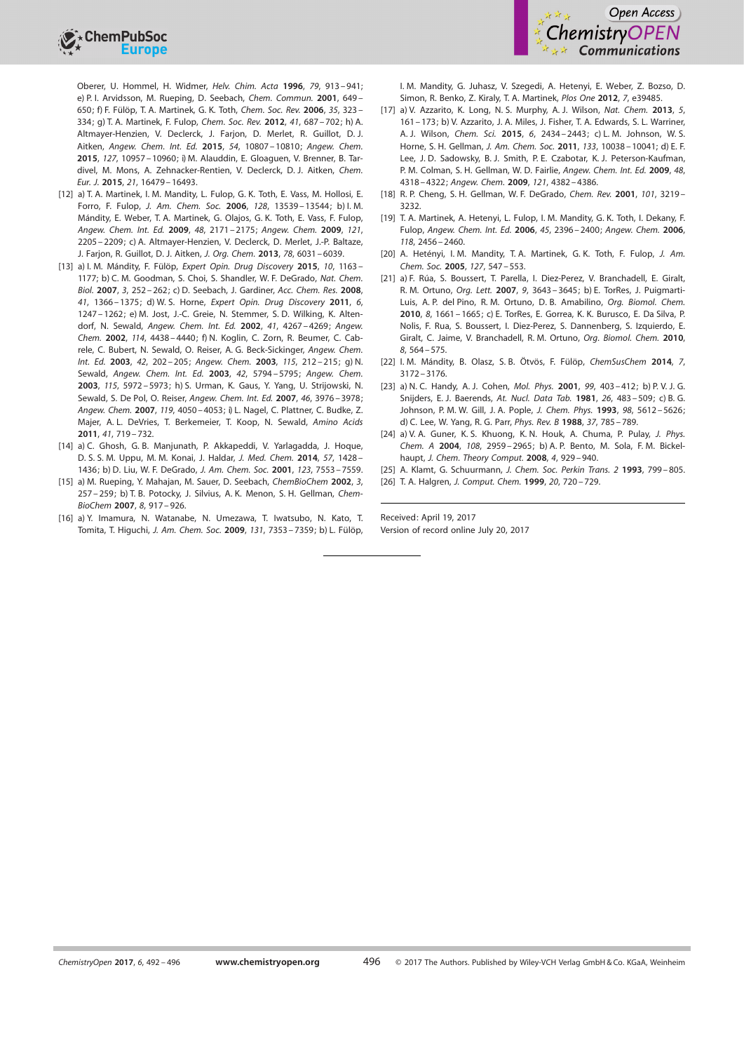Oberer, U. Hommel, H. Widmer, *Helv. Chim. Acta* **1996**, *79*, 913 – 941; e) P. I. Arvidsson, M. Rueping, D. Seebach, *Chem. Commun.* **2001**, 649 – 650; f) F. Fülöp, T. A. Martinek, G. K. Toth, *Chem. Soc. Rev.* **2006**, *35*, 323 – 334; g) T. A. Martinek, F. Fulop, *Chem. Soc. Rev.* **2012**, *41*, 687 – 702; h) A. Altmayer-Henzien, V. Declerck, J. Farjon, D. Merlet, R. Guillot, D. J. Aitken, *Angew. Chem. Int. Ed.* **2015**, *54*, 10807 – 10810; *Angew. Chem.* **2015**, *127*, 10957 – 10960; i) M. Alauddin, E. Gloaguen, V. Brenner, B. Tardivel, M. Mons, A. Zehnacker-Rentien, V. Declerck, D. J. Aitken, *Chem. Eur. J.* **2015**, *21*, 16479 – 16493.

[12] a) T. A. Martinek, I. M. Mandity, L. Fulop, G. K. Toth, E. Vass, M. Hollosi, E. Forro, F. Fulop, *J. Am. Chem. Soc.* **2006**, *128*, 13539 – 13544; b) I. M. Mándity, E. Weber, T. A. Martinek, G. Olajos, G. K. Toth, E. Vass, F. Fulop, *Angew. Chem. Int. Ed.* **2009**, *48*, 2171 – 2175; *Angew. Chem.* **2009**, *121*, 2205 – 2209; c) A. Altmayer-Henzien, V. Declerck, D. Merlet, J.-P. Baltaze, J. Farjon, R. Guillot, D. J. Aitken, *J. Org. Chem.* **2013**, *78*, 6031 – 6039.

[13] a) I. M. Mándity, F. Fülöp, *Expert Opin. Drug Discovery* **2015**, *10*, 1163 – 1177; b) C. M. Goodman, S. Choi, S. Shandler, W. F. DeGrado, *Nat. Chem. Biol.* **2007**, *3*, 252 – 262; c) D. Seebach, J. Gardiner, *Acc. Chem. Res.* **2008**, *41*, 1366 – 1375; d) W. S. Horne, *Expert Opin. Drug Discovery* **2011**, *6*, 1247 – 1262; e) M. Jost, J.-C. Greie, N. Stemmer, S. D. Wilking, K. Altendorf, N. Sewald, *Angew. Chem. Int. Ed.* **2002**, *41*, 4267 – 4269; *Angew. Chem.* **2002**, *114*, 4438 – 4440; f) N. Koglin, C. Zorn, R. Beumer, C. Cabrele, C. Bubert, N. Sewald, O. Reiser, A. G. Beck-Sickinger, *Angew. Chem. Int. Ed.* **2003**, *42*, 202 – 205; *Angew. Chem.* **2003**, *115*, 212 – 215; g) N. Sewald, *Angew. Chem. Int. Ed.* **2003**, *42*, 5794 – 5795; *Angew. Chem.* **2003**, *115*, 5972 – 5973; h) S. Urman, K. Gaus, Y. Yang, U. Strijowski, N. Sewald, S. De Pol, O. Reiser, *Angew. Chem. Int. Ed.* **2007**, *46*, 3976 – 3978; *Angew. Chem.* **2007**, *119*, 4050 – 4053; i) L. Nagel, C. Plattner, C. Budke, Z. Majer, A. L. DeVries, T. Berkemeier, T. Koop, N. Sewald, *Amino Acids* **2011**, *41*, 719 – 732.

[14] a) C. Ghosh, G. B. Manjunath, P. Akkapeddi, V. Yarlagadda, J. Hoque, D. S. S. M. Uppu, M. M. Konai, J. Haldar, *J. Med. Chem.* **2014**, *57*, 1428 – 1436; b) D. Liu, W. F. DeGrado, *J. Am. Chem. Soc.* **2001**, *123*, 7553 – 7559.

[15] a) M. Rueping, Y. Mahajan, M. Sauer, D. Seebach, *ChemBioChem* **2002**, *3*, 257 – 259; b) T. B. Potocky, J. Silvius, A. K. Menon, S. H. Gellman, *ChemBioChem* **2007**, *8*, 917 – 926.

[16] a) Y. Imamura, N. Watanabe, N. Umezawa, T. Iwatsubo, N. Kato, T. Tomita, T. Higuchi, *J. Am. Chem. Soc.* **2009**, *131*, 7353 – 7359; b) L. Fülöp, I. M. Mandity, G. Juhasz, V. Szegedi, A. Hetenyi, E. Weber, Z. Bozso, D. Simon, R. Benko, Z. Kiraly, T. A. Martinek, *Plos One* **2012**, *7*, e39485.

[17] a) V. Azzarito, K. Long, N. S. Murphy, A. J. Wilson, *Nat. Chem.* **2013**, *5*, 161 – 173; b) V. Azzarito, J. A. Miles, J. Fisher, T. A. Edwards, S. L. Warriner, A. J. Wilson, *Chem. Sci.* **2015**, *6*, 2434 – 2443; c) L. M. Johnson, W. S. Horne, S. H. Gellman, *J. Am. Chem. Soc.* **2011**, *133*, 10038 – 10041; d) E. F. Lee, J. D. Sadowsky, B. J. Smith, P. E. Czabotar, K. J. Peterson-Kaufman, P. M. Colman, S. H. Gellman, W. D. Fairlie, *Angew. Chem. Int. Ed.* **2009**, *48*, 4318 – 4322; *Angew. Chem.* **2009**, *121*, 4382 – 4386.

[18] R. P. Cheng, S. H. Gellman, W. F. DeGrado, *Chem. Rev.* **2001**, *101*, 3219 – 3232.

[19] T. A. Martinek, A. Hetenyi, L. Fulop, I. M. Mandity, G. K. Toth, I. Dekany, F. Fulop, *Angew. Chem. Int. Ed.* **2006**, *45*, 2396 – 2400; *Angew. Chem.* **2006**, *118*, 2456 – 2460.

[20] A. Hetényi, I. M. Mandity, T. A. Martinek, G. K. Toth, F. Fulop, *J. Am. Chem. Soc.* **2005**, *127*, 547 – 553.

[21] a) F. Rúa, S. Boussert, T. Parella, I. Diez-Perez, V. Branchadell, E. Giralt, R. M. Ortuno, *Org. Lett.* **2007**, *9*, 3643 – 3645; b) E. TorRes, J. Puigmartí-Luis, A. P. del Pino, R. M. Ortuno, D. B. Amabilino, *Org. Biomol. Chem.* **2010**, *8*, 1661 – 1665; c) E. TorRes, E. Gorrea, K. K. Burusco, E. Da Silva, P. Nolis, F. Rua, S. Boussert, I. Diez-Perez, S. Dannenberg, S. Izquierdo, E. Giralt, C. Jaime, V. Branchadell, R. M. Ortuno, *Org. Biomol. Chem.* **2010**, *8*, 564 – 575.

[22] I. M. Mándity, B. Olasz, S. B. Ötvös, F. Fülöp, *ChemSusChem* **2014**, *7*, 3172 – 3176.

[23] a) N. C. Handy, A. J. Cohen, *Mol. Phys.* **2001**, *99*, 403 – 412; b) P. V. J. G. Snijders, E. J. Baerends, *At. Nucl. Data Tab.* **1981**, *26*, 483 – 509; c) B. G. Johnson, P. M. W. Gill, J. A. Pople, *J. Chem. Phys.* **1993**, *98*, 5612 – 5626; d) C. Lee, W. Yang, R. G. Parr, *Phys. Rev. B* **1988**, *37*, 785 – 789.

[24] a) V. A. Guner, K. S. Khuong, K. N. Houk, A. Chuma, P. Pulay, *J. Phys. Chem. A* **2004**, *108*, 2959 – 2965; b) A. P. Bento, M. Sola, F. M. Bickelhaupt, *J. Chem. Theory Comput.* **2008**, *4*, 929 – 940.

[25] A. Klamt, G. Schuurmann, *J. Chem. Soc. Perkin Trans. 2* **1993**, 799 – 805.

[26] T. A. Halgren, *J. Comput. Chem.* **1999**, *20*, 720 – 729.

Received: April 19, 2017
Version of record online July 20, 2017